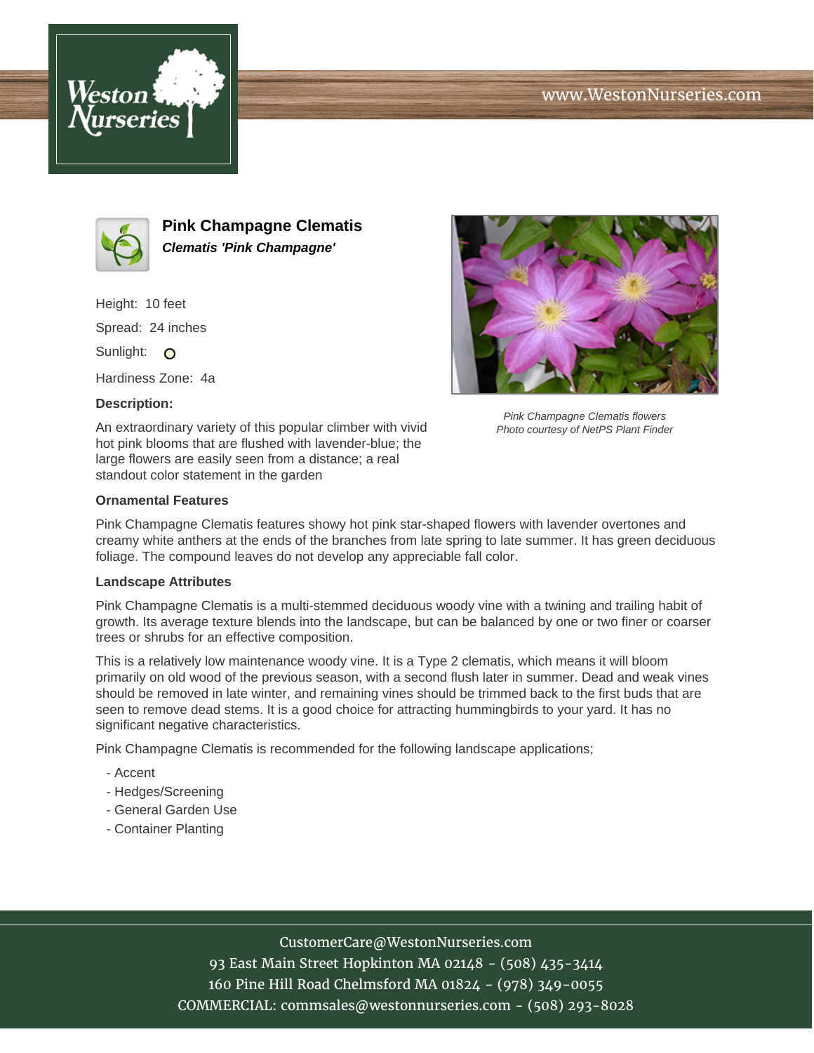# Pink Champagne Clematis

***Clematis 'Pink Champagne'***

Height: 10 feet

Spread: 24 inches

Sunlight:

Hardiness Zone: 4a

**Description:**

An extraordinary variety of this popular climber with vivid hot pink blooms that are flushed with lavender-blue; the large flowers are easily seen from a distance; a real standout color statement in the garden

*Pink Champagne Clematis flowers*
*Photo courtesy of NetPS Plant Finder*

### Ornamental Features

Pink Champagne Clematis features showy hot pink star-shaped flowers with lavender overtones and creamy white anthers at the ends of the branches from late spring to late summer. It has green deciduous foliage. The compound leaves do not develop any appreciable fall color.

### Landscape Attributes

Pink Champagne Clematis is a multi-stemmed deciduous woody vine with a twining and trailing habit of growth. Its average texture blends into the landscape, but can be balanced by one or two finer or coarser trees or shrubs for an effective composition.

This is a relatively low maintenance woody vine. It is a Type 2 clematis, which means it will bloom primarily on old wood of the previous season, with a second flush later in summer. Dead and weak vines should be removed in late winter, and remaining vines should be trimmed back to the first buds that are seen to remove dead stems. It is a good choice for attracting hummingbirds to your yard. It has no significant negative characteristics.

Pink Champagne Clematis is recommended for the following landscape applications;

- Accent
- Hedges/Screening
- General Garden Use
- Container Planting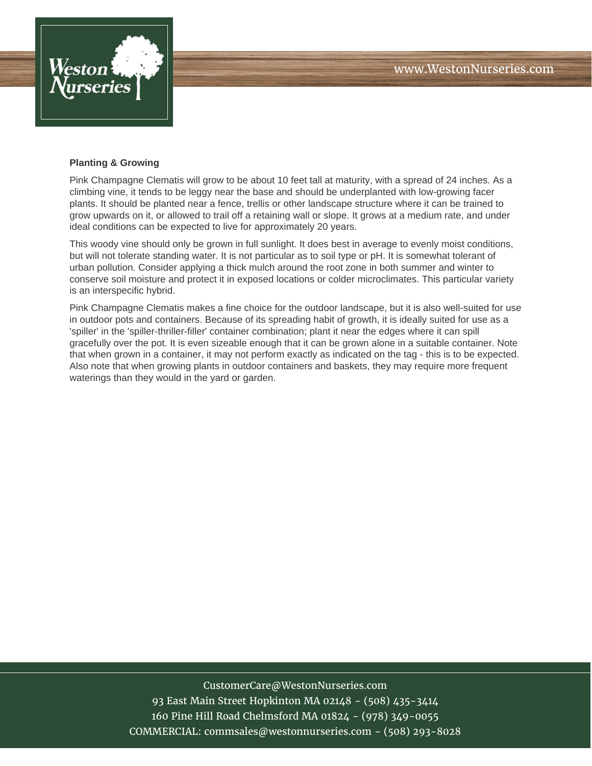### Planting & Growing

Pink Champagne Clematis will grow to be about 10 feet tall at maturity, with a spread of 24 inches. As a climbing vine, it tends to be leggy near the base and should be underplanted with low-growing facer plants. It should be planted near a fence, trellis or other landscape structure where it can be trained to grow upwards on it, or allowed to trail off a retaining wall or slope. It grows at a medium rate, and under ideal conditions can be expected to live for approximately 20 years.

This woody vine should only be grown in full sunlight. It does best in average to evenly moist conditions, but will not tolerate standing water. It is not particular as to soil type or pH. It is somewhat tolerant of urban pollution. Consider applying a thick mulch around the root zone in both summer and winter to conserve soil moisture and protect it in exposed locations or colder microclimates. This particular variety is an interspecific hybrid.

Pink Champagne Clematis makes a fine choice for the outdoor landscape, but it is also well-suited for use in outdoor pots and containers. Because of its spreading habit of growth, it is ideally suited for use as a 'spiller' in the 'spiller-thriller-filler' container combination; plant it near the edges where it can spill gracefully over the pot. It is even sizeable enough that it can be grown alone in a suitable container. Note that when grown in a container, it may not perform exactly as indicated on the tag - this is to be expected. Also note that when growing plants in outdoor containers and baskets, they may require more frequent waterings than they would in the yard or garden.